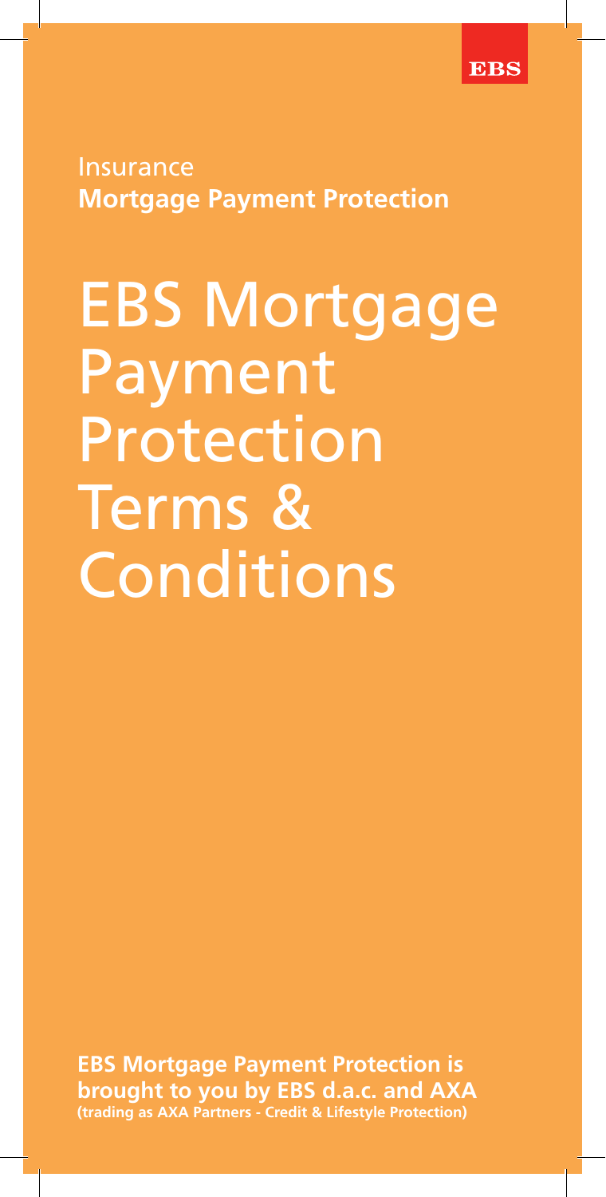EBS

Insurance
**Mortgage Payment Protection**

# EBS Mortgage Payment Protection Terms & Conditions

**EBS Mortgage Payment Protection is brought to you by EBS d.a.c. and AXA (trading as AXA Partners - Credit & Lifestyle Protection)**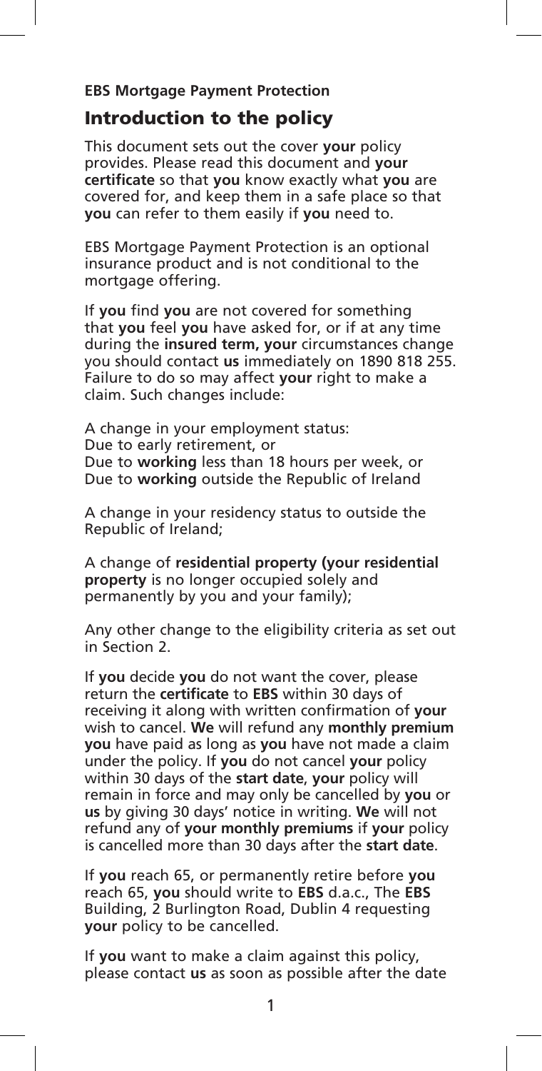**EBS Mortgage Payment Protection**

## Introduction to the policy

This document sets out the cover **your** policy provides. Please read this document and **your certificate** so that **you** know exactly what **you** are covered for, and keep them in a safe place so that **you** can refer to them easily if **you** need to.

EBS Mortgage Payment Protection is an optional insurance product and is not conditional to the mortgage offering.

If **you** find **you** are not covered for something that **you** feel **you** have asked for, or if at any time during the **insured term, your** circumstances change you should contact **us** immediately on 1890 818 255. Failure to do so may affect **your** right to make a claim. Such changes include:

A change in your employment status:
Due to early retirement, or
Due to **working** less than 18 hours per week, or
Due to **working** outside the Republic of Ireland

A change in your residency status to outside the Republic of Ireland;

A change of **residential property (your residential property** is no longer occupied solely and permanently by you and your family);

Any other change to the eligibility criteria as set out in Section 2.

If **you** decide **you** do not want the cover, please return the **certificate** to **EBS** within 30 days of receiving it along with written confirmation of **your** wish to cancel. **We** will refund any **monthly premium you** have paid as long as **you** have not made a claim under the policy. If **you** do not cancel **your** policy within 30 days of the **start date**, **your** policy will remain in force and may only be cancelled by **you** or **us** by giving 30 days' notice in writing. **We** will not refund any of **your monthly premiums** if **your** policy is cancelled more than 30 days after the **start date**.

If **you** reach 65, or permanently retire before **you** reach 65, **you** should write to **EBS** d.a.c., The **EBS** Building, 2 Burlington Road, Dublin 4 requesting **your** policy to be cancelled.

If **you** want to make a claim against this policy, please contact **us** as soon as possible after the date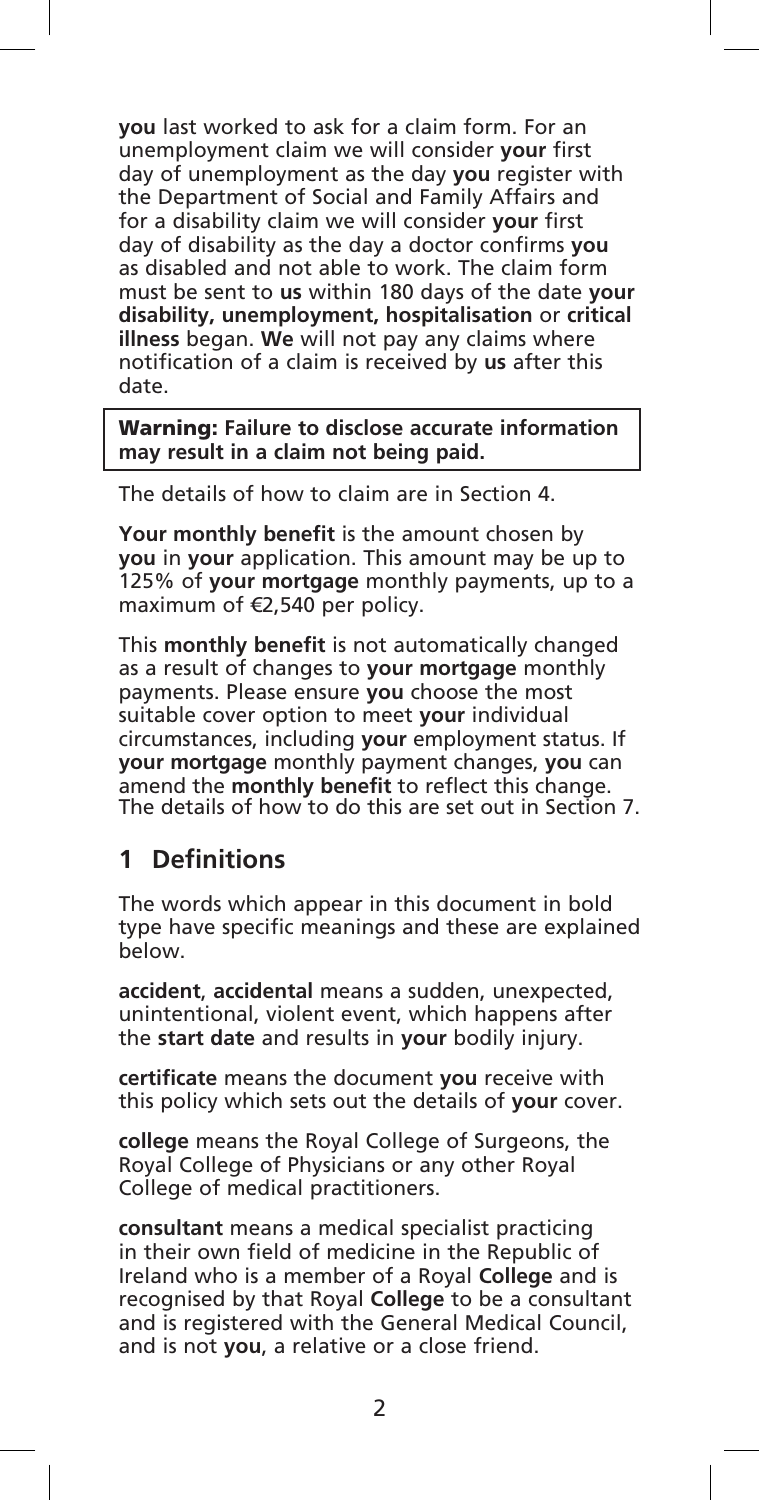**you** last worked to ask for a claim form. For an unemployment claim we will consider **your** first day of unemployment as the day **you** register with the Department of Social and Family Affairs and for a disability claim we will consider **your** first day of disability as the day a doctor confirms **you** as disabled and not able to work. The claim form must be sent to **us** within 180 days of the date **your disability, unemployment, hospitalisation** or **critical illness** began. **We** will not pay any claims where notification of a claim is received by **us** after this date.

> **Warning: Failure to disclose accurate information may result in a claim not being paid.**

The details of how to claim are in Section 4.

**Your monthly benefit** is the amount chosen by **you** in **your** application. This amount may be up to 125% of **your mortgage** monthly payments, up to a maximum of €2,540 per policy.

This **monthly benefit** is not automatically changed as a result of changes to **your mortgage** monthly payments. Please ensure **you** choose the most suitable cover option to meet **your** individual circumstances, including **your** employment status. If **your mortgage** monthly payment changes, **you** can amend the **monthly benefit** to reflect this change. The details of how to do this are set out in Section 7.

## 1 Definitions

The words which appear in this document in bold type have specific meanings and these are explained below.

**accident**, **accidental** means a sudden, unexpected, unintentional, violent event, which happens after the **start date** and results in **your** bodily injury.

**certificate** means the document **you** receive with this policy which sets out the details of **your** cover.

**college** means the Royal College of Surgeons, the Royal College of Physicians or any other Royal College of medical practitioners.

**consultant** means a medical specialist practicing in their own field of medicine in the Republic of Ireland who is a member of a Royal **College** and is recognised by that Royal **College** to be a consultant and is registered with the General Medical Council, and is not **you**, a relative or a close friend.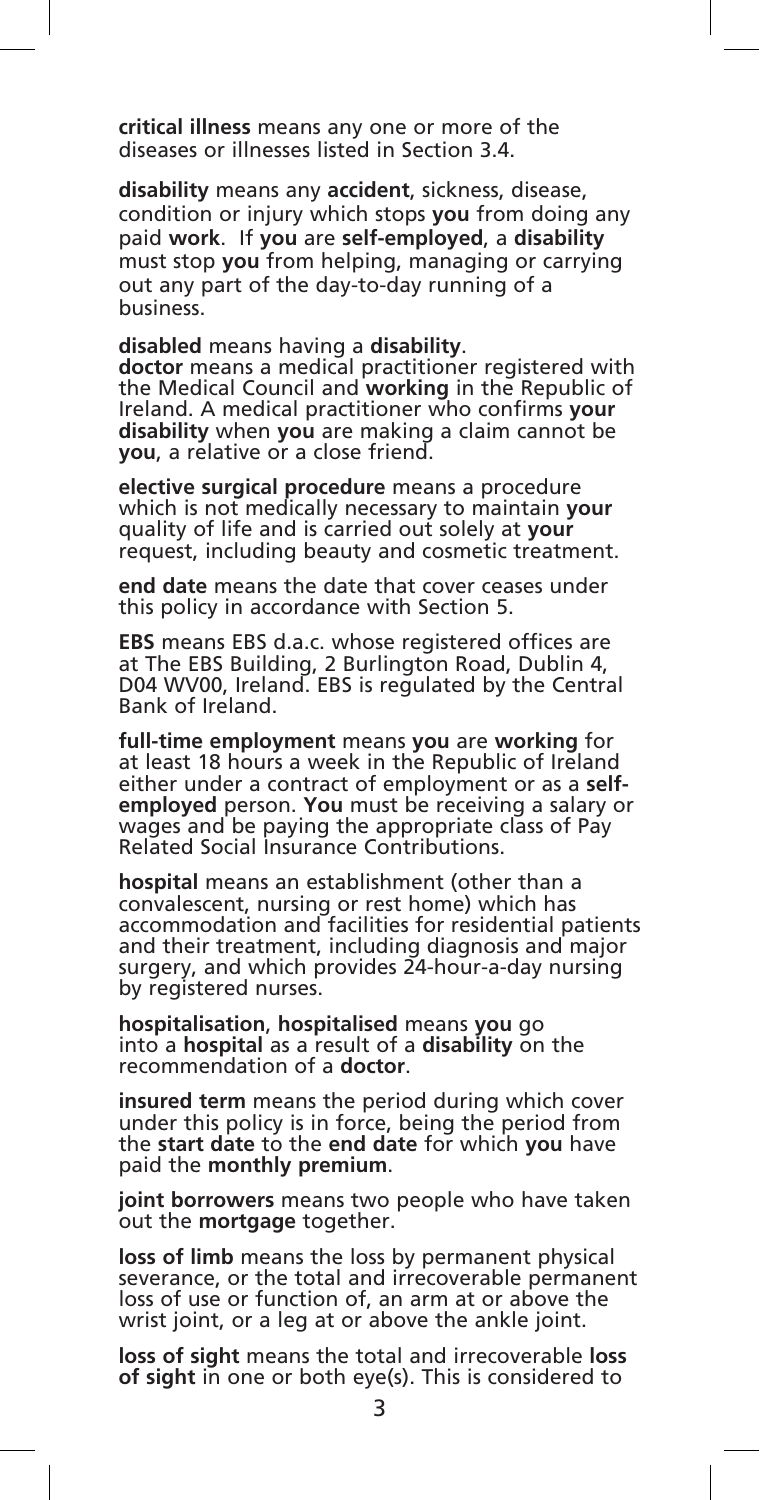**critical illness** means any one or more of the diseases or illnesses listed in Section 3.4.

**disability** means any **accident**, sickness, disease, condition or injury which stops **you** from doing any paid **work**. If **you** are **self-employed**, a **disability** must stop **you** from helping, managing or carrying out any part of the day-to-day running of a business.

**disabled** means having a **disability**.

**doctor** means a medical practitioner registered with the Medical Council and **working** in the Republic of Ireland. A medical practitioner who confirms **your disability** when **you** are making a claim cannot be **you**, a relative or a close friend.

**elective surgical procedure** means a procedure which is not medically necessary to maintain **your** quality of life and is carried out solely at **your** request, including beauty and cosmetic treatment.

**end date** means the date that cover ceases under this policy in accordance with Section 5.

**EBS** means EBS d.a.c. whose registered offices are at The EBS Building, 2 Burlington Road, Dublin 4, D04 WV00, Ireland. EBS is regulated by the Central Bank of Ireland.

**full-time employment** means **you** are **working** for at least 18 hours a week in the Republic of Ireland either under a contract of employment or as a **self-employed** person. **You** must be receiving a salary or wages and be paying the appropriate class of Pay Related Social Insurance Contributions.

**hospital** means an establishment (other than a convalescent, nursing or rest home) which has accommodation and facilities for residential patients and their treatment, including diagnosis and major surgery, and which provides 24-hour-a-day nursing by registered nurses.

**hospitalisation**, **hospitalised** means **you** go into a **hospital** as a result of a **disability** on the recommendation of a **doctor**.

**insured term** means the period during which cover under this policy is in force, being the period from the **start date** to the **end date** for which **you** have paid the **monthly premium**.

**joint borrowers** means two people who have taken out the **mortgage** together.

**loss of limb** means the loss by permanent physical severance, or the total and irrecoverable permanent loss of use or function of, an arm at or above the wrist joint, or a leg at or above the ankle joint.

**loss of sight** means the total and irrecoverable **loss of sight** in one or both eye(s). This is considered to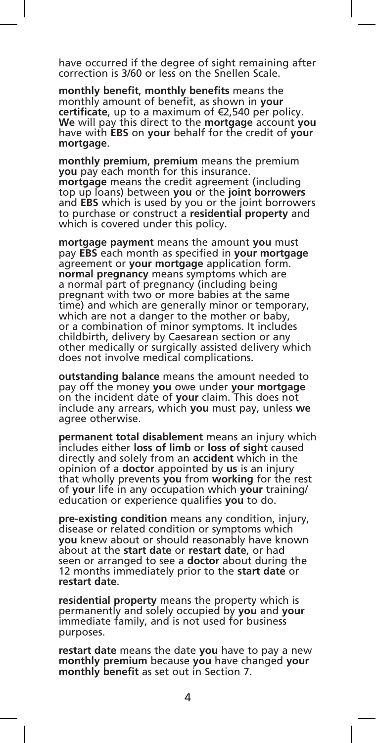have occurred if the degree of sight remaining after correction is 3/60 or less on the Snellen Scale.

**monthly benefit**, **monthly benefits** means the monthly amount of benefit, as shown in **your certificate**, up to a maximum of €2,540 per policy. **We** will pay this direct to the **mortgage** account **you** have with **EBS** on **your** behalf for the credit of **your mortgage**.

**monthly premium**, **premium** means the premium **you** pay each month for this insurance.
**mortgage** means the credit agreement (including top up loans) between **you** or the **joint borrowers** and **EBS** which is used by you or the joint borrowers to purchase or construct a **residential property** and which is covered under this policy.

**mortgage payment** means the amount **you** must pay **EBS** each month as specified in **your mortgage** agreement or **your mortgage** application form.
**normal pregnancy** means symptoms which are a normal part of pregnancy (including being pregnant with two or more babies at the same time) and which are generally minor or temporary, which are not a danger to the mother or baby, or a combination of minor symptoms. It includes childbirth, delivery by Caesarean section or any other medically or surgically assisted delivery which does not involve medical complications.

**outstanding balance** means the amount needed to pay off the money **you** owe under **your mortgage** on the incident date of **your** claim. This does not include any arrears, which **you** must pay, unless **we** agree otherwise.

**permanent total disablement** means an injury which includes either **loss of limb** or **loss of sight** caused directly and solely from an **accident** which in the opinion of a **doctor** appointed by **us** is an injury that wholly prevents **you** from **working** for the rest of **your** life in any occupation which **your** training/education or experience qualifies **you** to do.

**pre-existing condition** means any condition, injury, disease or related condition or symptoms which **you** knew about or should reasonably have known about at the **start date** or **restart date**, or had seen or arranged to see a **doctor** about during the 12 months immediately prior to the **start date** or **restart date**.

**residential property** means the property which is permanently and solely occupied by **you** and **your** immediate family, and is not used for business purposes.

**restart date** means the date **you** have to pay a new **monthly premium** because **you** have changed **your monthly benefit** as set out in Section 7.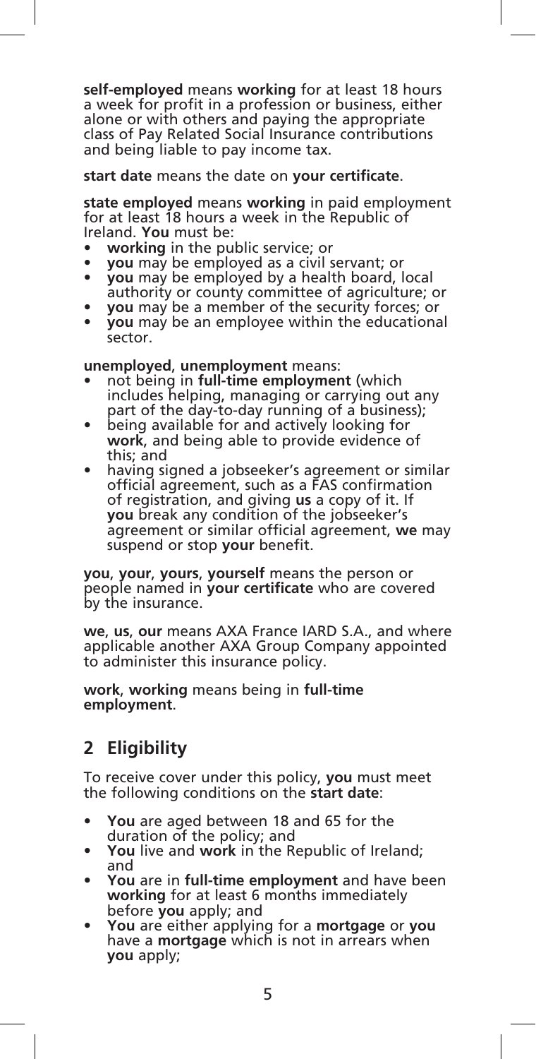**self-employed** means **working** for at least 18 hours a week for profit in a profession or business, either alone or with others and paying the appropriate class of Pay Related Social Insurance contributions and being liable to pay income tax.

**start date** means the date on **your certificate**.

**state employed** means **working** in paid employment for at least 18 hours a week in the Republic of Ireland. **You** must be:

- **working** in the public service; or
- **you** may be employed as a civil servant; or
- **you** may be employed by a health board, local authority or county committee of agriculture; or
- **you** may be a member of the security forces; or
- **you** may be an employee within the educational sector.

**unemployed**, **unemployment** means:

- not being in **full-time employment** (which includes helping, managing or carrying out any part of the day-to-day running of a business);
- being available for and actively looking for **work**, and being able to provide evidence of this; and
- having signed a jobseeker's agreement or similar official agreement, such as a FAS confirmation of registration, and giving **us** a copy of it. If **you** break any condition of the jobseeker's agreement or similar official agreement, **we** may suspend or stop **your** benefit.

**you**, **your**, **yours**, **yourself** means the person or people named in **your certificate** who are covered by the insurance.

**we**, **us**, **our** means AXA France IARD S.A., and where applicable another AXA Group Company appointed to administer this insurance policy.

**work**, **working** means being in **full-time employment**.

## 2 Eligibility

To receive cover under this policy, **you** must meet the following conditions on the **start date**:

- **You** are aged between 18 and 65 for the duration of the policy; and
- **You** live and **work** in the Republic of Ireland; and
- **You** are in **full-time employment** and have been **working** for at least 6 months immediately before **you** apply; and
- **You** are either applying for a **mortgage** or **you** have a **mortgage** which is not in arrears when **you** apply;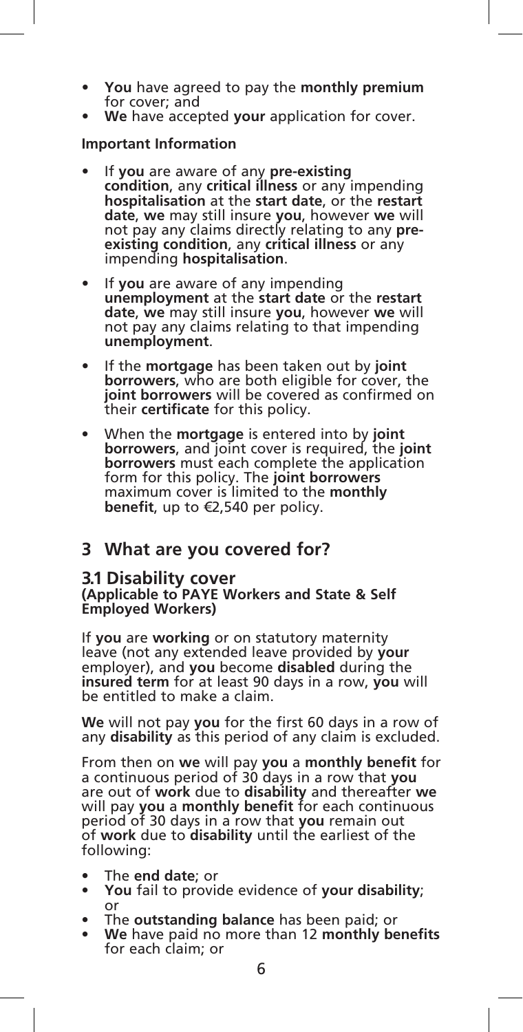- **You** have agreed to pay the **monthly premium** for cover; and
- **We** have accepted **your** application for cover.

**Important Information**

- If **you** are aware of any **pre-existing condition**, any **critical illness** or any impending **hospitalisation** at the **start date**, or the **restart date**, **we** may still insure **you**, however **we** will not pay any claims directly relating to any **pre-existing condition**, any **critical illness** or any impending **hospitalisation**.
- If **you** are aware of any impending **unemployment** at the **start date** or the **restart date**, **we** may still insure **you**, however **we** will not pay any claims relating to that impending **unemployment**.
- If the **mortgage** has been taken out by **joint borrowers**, who are both eligible for cover, the **joint borrowers** will be covered as confirmed on their **certificate** for this policy.
- When the **mortgage** is entered into by **joint borrowers**, and joint cover is required, the **joint borrowers** must each complete the application form for this policy. The **joint borrowers** maximum cover is limited to the **monthly benefit**, up to €2,540 per policy.

## 3 What are you covered for?

### 3.1 Disability cover

**(Applicable to PAYE Workers and State & Self Employed Workers)**

If **you** are **working** or on statutory maternity leave (not any extended leave provided by **your** employer), and **you** become **disabled** during the **insured term** for at least 90 days in a row, **you** will be entitled to make a claim.

**We** will not pay **you** for the first 60 days in a row of any **disability** as this period of any claim is excluded.

From then on **we** will pay **you** a **monthly benefit** for a continuous period of 30 days in a row that **you** are out of **work** due to **disability** and thereafter **we** will pay **you** a **monthly benefit** for each continuous period of 30 days in a row that **you** remain out of **work** due to **disability** until the earliest of the following:

- The **end date**; or
- **You** fail to provide evidence of **your disability**; or
- The **outstanding balance** has been paid; or
- **We** have paid no more than 12 **monthly benefits** for each claim; or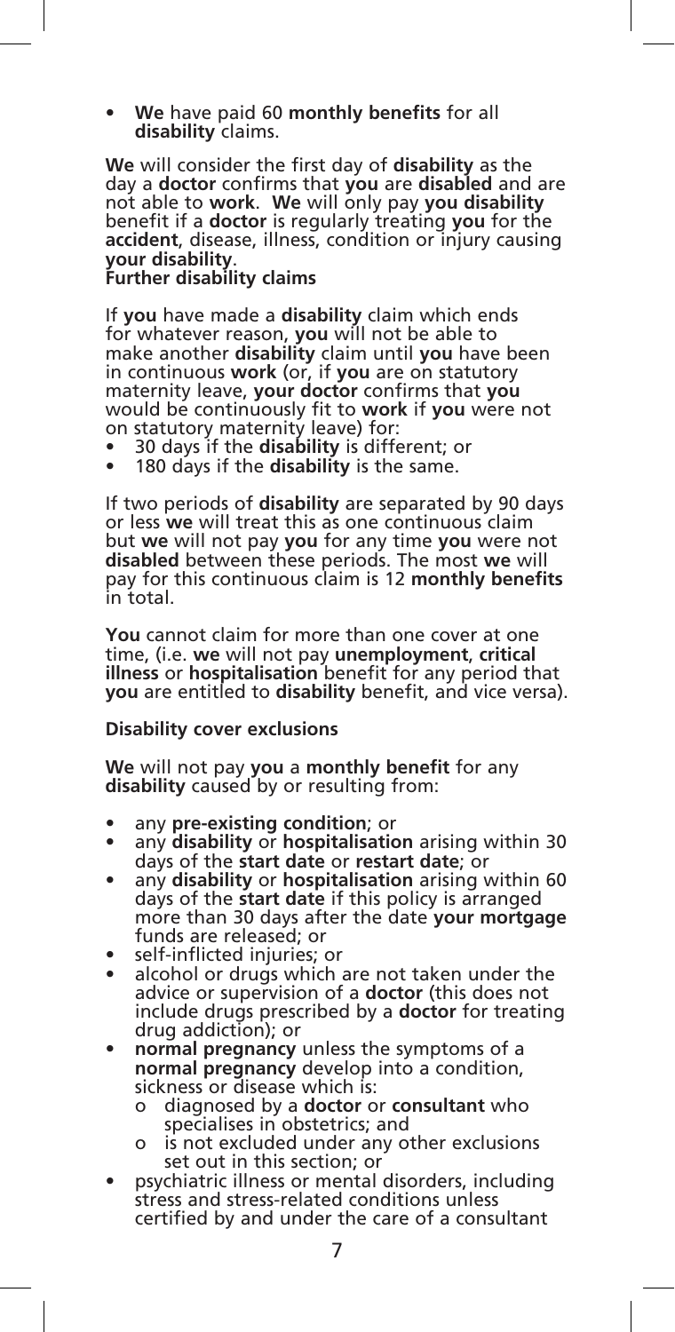- **We** have paid 60 **monthly benefits** for all **disability** claims.

**We** will consider the first day of **disability** as the day a **doctor** confirms that **you** are **disabled** and are not able to **work**. **We** will only pay **you disability** benefit if a **doctor** is regularly treating **you** for the **accident**, disease, illness, condition or injury causing **your disability**.

**Further disability claims**

If **you** have made a **disability** claim which ends for whatever reason, **you** will not be able to make another **disability** claim until **you** have been in continuous **work** (or, if **you** are on statutory maternity leave, **your doctor** confirms that **you** would be continuously fit to **work** if **you** were not on statutory maternity leave) for:

- 30 days if the **disability** is different; or
- 180 days if the **disability** is the same.

If two periods of **disability** are separated by 90 days or less **we** will treat this as one continuous claim but **we** will not pay **you** for any time **you** were not **disabled** between these periods. The most **we** will pay for this continuous claim is 12 **monthly benefits** in total.

**You** cannot claim for more than one cover at one time, (i.e. **we** will not pay **unemployment**, **critical illness** or **hospitalisation** benefit for any period that **you** are entitled to **disability** benefit, and vice versa).

**Disability cover exclusions**

**We** will not pay **you** a **monthly benefit** for any **disability** caused by or resulting from:

- any **pre-existing condition**; or
- any **disability** or **hospitalisation** arising within 30 days of the **start date** or **restart date**; or
- any **disability** or **hospitalisation** arising within 60 days of the **start date** if this policy is arranged more than 30 days after the date **your mortgage** funds are released; or
- self-inflicted injuries; or
- alcohol or drugs which are not taken under the advice or supervision of a **doctor** (this does not include drugs prescribed by a **doctor** for treating drug addiction); or
- **normal pregnancy** unless the symptoms of a **normal pregnancy** develop into a condition, sickness or disease which is:
  - o diagnosed by a **doctor** or **consultant** who specialises in obstetrics; and
  - o is not excluded under any other exclusions set out in this section; or
- psychiatric illness or mental disorders, including stress and stress-related conditions unless certified by and under the care of a consultant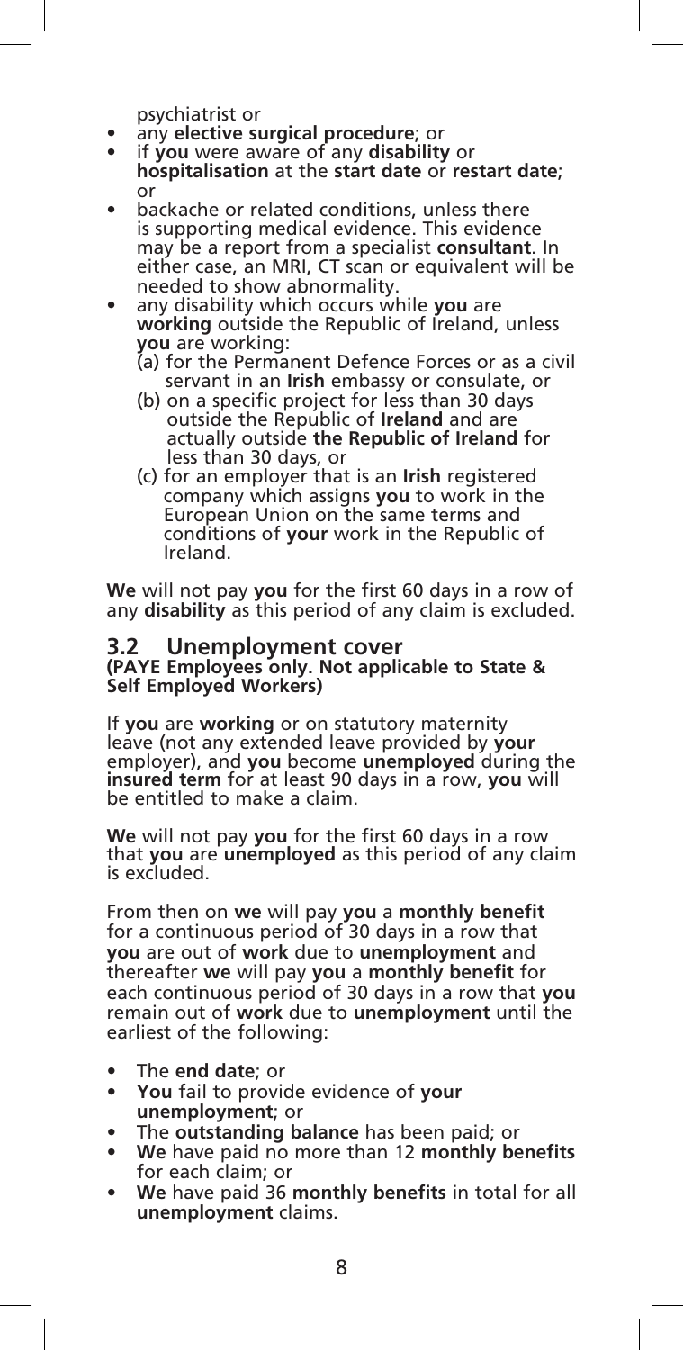psychiatrist or

- any **elective surgical procedure**; or
- if **you** were aware of any **disability** or **hospitalisation** at the **start date** or **restart date**; or
- backache or related conditions, unless there is supporting medical evidence. This evidence may be a report from a specialist **consultant**. In either case, an MRI, CT scan or equivalent will be needed to show abnormality.
- any disability which occurs while **you** are **working** outside the Republic of Ireland, unless **you** are working:
  (a) for the Permanent Defence Forces or as a civil servant in an **Irish** embassy or consulate, or
  (b) on a specific project for less than 30 days outside the Republic of **Ireland** and are actually outside **the Republic of Ireland** for less than 30 days, or
  (c) for an employer that is an **Irish** registered company which assigns **you** to work in the European Union on the same terms and conditions of **your** work in the Republic of Ireland.

**We** will not pay **you** for the first 60 days in a row of any **disability** as this period of any claim is excluded.

## 3.2 Unemployment cover

**(PAYE Employees only. Not applicable to State & Self Employed Workers)**

If **you** are **working** or on statutory maternity leave (not any extended leave provided by **your** employer), and **you** become **unemployed** during the **insured term** for at least 90 days in a row, **you** will be entitled to make a claim.

**We** will not pay **you** for the first 60 days in a row that **you** are **unemployed** as this period of any claim is excluded.

From then on **we** will pay **you** a **monthly benefit** for a continuous period of 30 days in a row that **you** are out of **work** due to **unemployment** and thereafter **we** will pay **you** a **monthly benefit** for each continuous period of 30 days in a row that **you** remain out of **work** due to **unemployment** until the earliest of the following:

- The **end date**; or
- **You** fail to provide evidence of **your unemployment**; or
- The **outstanding balance** has been paid; or
- **We** have paid no more than 12 **monthly benefits** for each claim; or
- **We** have paid 36 **monthly benefits** in total for all **unemployment** claims.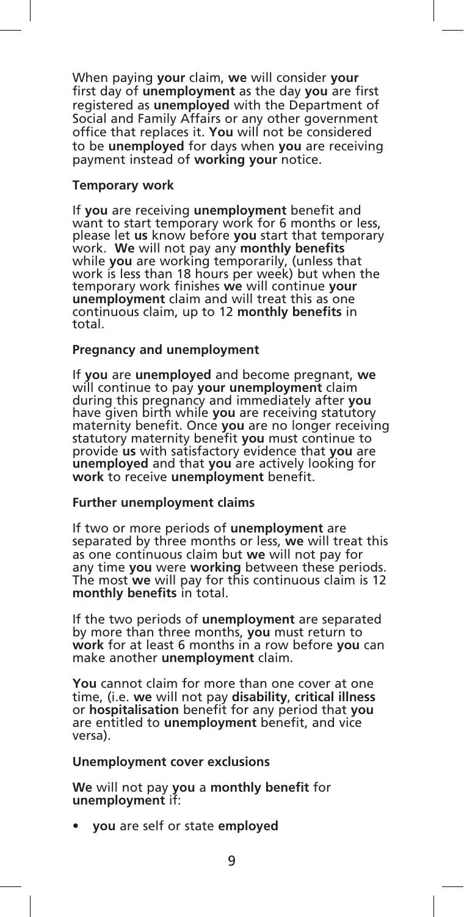When paying **your** claim, **we** will consider **your** first day of **unemployment** as the day **you** are first registered as **unemployed** with the Department of Social and Family Affairs or any other government office that replaces it. **You** will not be considered to be **unemployed** for days when **you** are receiving payment instead of **working your** notice.

**Temporary work**

If **you** are receiving **unemployment** benefit and want to start temporary work for 6 months or less, please let **us** know before **you** start that temporary work. **We** will not pay any **monthly benefits** while **you** are working temporarily, (unless that work is less than 18 hours per week) but when the temporary work finishes **we** will continue **your unemployment** claim and will treat this as one continuous claim, up to 12 **monthly benefits** in total.

**Pregnancy and unemployment**

If **you** are **unemployed** and become pregnant, **we** will continue to pay **your unemployment** claim during this pregnancy and immediately after **you** have given birth while **you** are receiving statutory maternity benefit. Once **you** are no longer receiving statutory maternity benefit **you** must continue to provide **us** with satisfactory evidence that **you** are **unemployed** and that **you** are actively looking for **work** to receive **unemployment** benefit.

**Further unemployment claims**

If two or more periods of **unemployment** are separated by three months or less, **we** will treat this as one continuous claim but **we** will not pay for any time **you** were **working** between these periods. The most **we** will pay for this continuous claim is 12 **monthly benefits** in total.

If the two periods of **unemployment** are separated by more than three months, **you** must return to **work** for at least 6 months in a row before **you** can make another **unemployment** claim.

**You** cannot claim for more than one cover at one time, (i.e. **we** will not pay **disability**, **critical illness** or **hospitalisation** benefit for any period that **you** are entitled to **unemployment** benefit, and vice versa).

**Unemployment cover exclusions**

**We** will not pay **you** a **monthly benefit** for **unemployment** if:

- **you** are self or state **employed**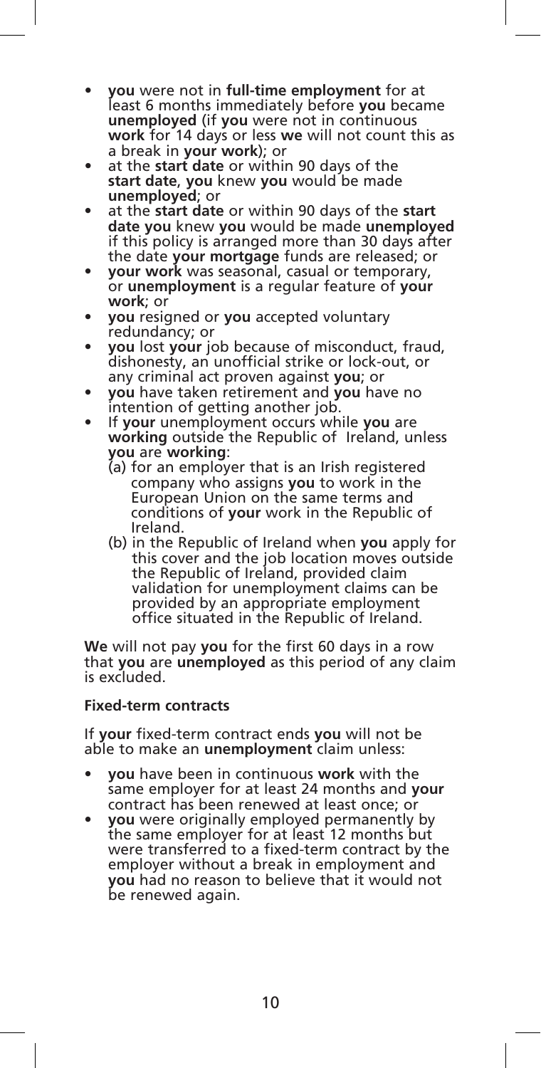- **you** were not in **full-time employment** for at least 6 months immediately before **you** became **unemployed** (if **you** were not in continuous **work** for 14 days or less **we** will not count this as a break in **your work**); or
- at the **start date** or within 90 days of the **start date**, **you** knew **you** would be made **unemployed**; or
- at the **start date** or within 90 days of the **start date you** knew **you** would be made **unemployed** if this policy is arranged more than 30 days after the date **your mortgage** funds are released; or
- **your work** was seasonal, casual or temporary, or **unemployment** is a regular feature of **your work**; or
- **you** resigned or **you** accepted voluntary redundancy; or
- **you** lost **your** job because of misconduct, fraud, dishonesty, an unofficial strike or lock-out, or any criminal act proven against **you**; or
- **you** have taken retirement and **you** have no intention of getting another job.
- If **your** unemployment occurs while **you** are **working** outside the Republic of Ireland, unless **you** are **working**:
  (a) for an employer that is an Irish registered company who assigns **you** to work in the European Union on the same terms and conditions of **your** work in the Republic of Ireland.
  (b) in the Republic of Ireland when **you** apply for this cover and the job location moves outside the Republic of Ireland, provided claim validation for unemployment claims can be provided by an appropriate employment office situated in the Republic of Ireland.

**We** will not pay **you** for the first 60 days in a row that **you** are **unemployed** as this period of any claim is excluded.

**Fixed-term contracts**

If **your** fixed-term contract ends **you** will not be able to make an **unemployment** claim unless:

- **you** have been in continuous **work** with the same employer for at least 24 months and **your** contract has been renewed at least once; or
- **you** were originally employed permanently by the same employer for at least 12 months but were transferred to a fixed-term contract by the employer without a break in employment and **you** had no reason to believe that it would not be renewed again.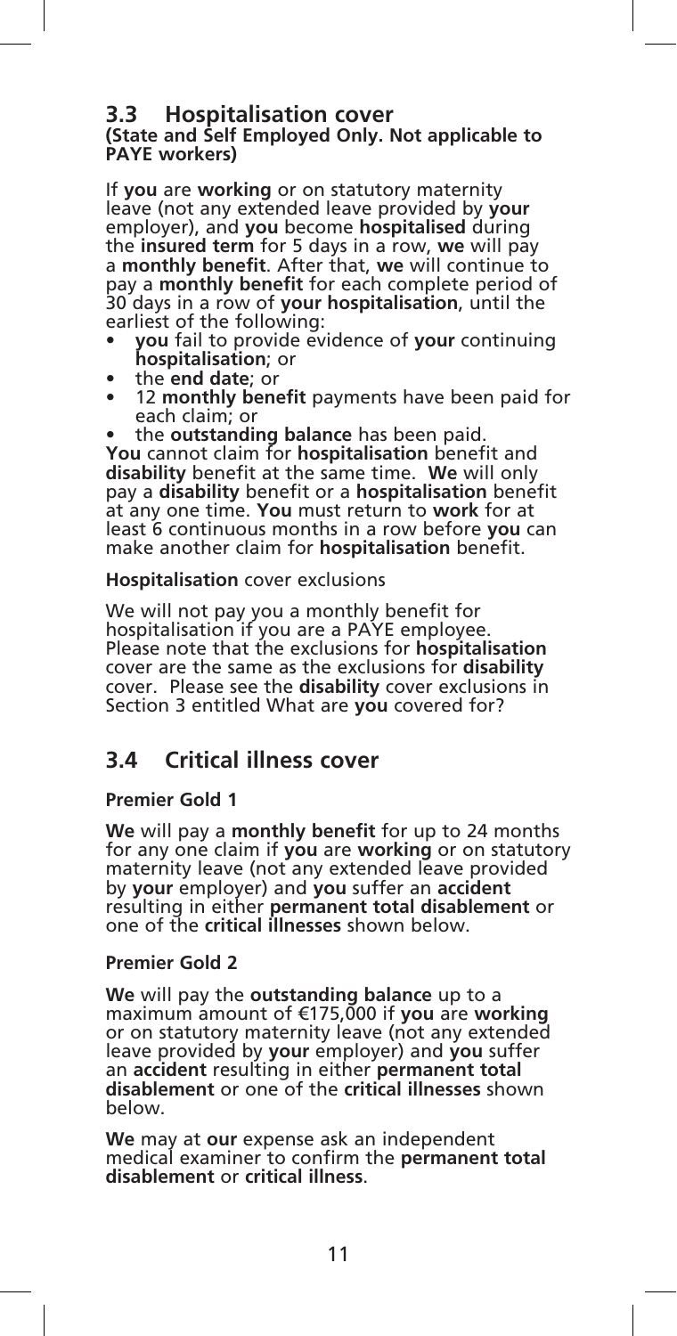## 3.3 Hospitalisation cover

**(State and Self Employed Only. Not applicable to PAYE workers)**

If **you** are **working** or on statutory maternity leave (not any extended leave provided by **your** employer), and **you** become **hospitalised** during the **insured term** for 5 days in a row, **we** will pay a **monthly benefit**. After that, **we** will continue to pay a **monthly benefit** for each complete period of 30 days in a row of **your hospitalisation**, until the earliest of the following:

- **you** fail to provide evidence of **your** continuing **hospitalisation**; or
- the **end date**; or
- 12 **monthly benefit** payments have been paid for each claim; or
- the **outstanding balance** has been paid.

**You** cannot claim for **hospitalisation** benefit and **disability** benefit at the same time. **We** will only pay a **disability** benefit or a **hospitalisation** benefit at any one time. **You** must return to **work** for at least 6 continuous months in a row before **you** can make another claim for **hospitalisation** benefit.

**Hospitalisation** cover exclusions

We will not pay you a monthly benefit for hospitalisation if you are a PAYE employee. Please note that the exclusions for **hospitalisation** cover are the same as the exclusions for **disability** cover. Please see the **disability** cover exclusions in Section 3 entitled What are **you** covered for?

## 3.4 Critical illness cover

**Premier Gold 1**

**We** will pay a **monthly benefit** for up to 24 months for any one claim if **you** are **working** or on statutory maternity leave (not any extended leave provided by **your** employer) and **you** suffer an **accident** resulting in either **permanent total disablement** or one of the **critical illnesses** shown below.

**Premier Gold 2**

**We** will pay the **outstanding balance** up to a maximum amount of €175,000 if **you** are **working** or on statutory maternity leave (not any extended leave provided by **your** employer) and **you** suffer an **accident** resulting in either **permanent total disablement** or one of the **critical illnesses** shown below.

**We** may at **our** expense ask an independent medical examiner to confirm the **permanent total disablement** or **critical illness**.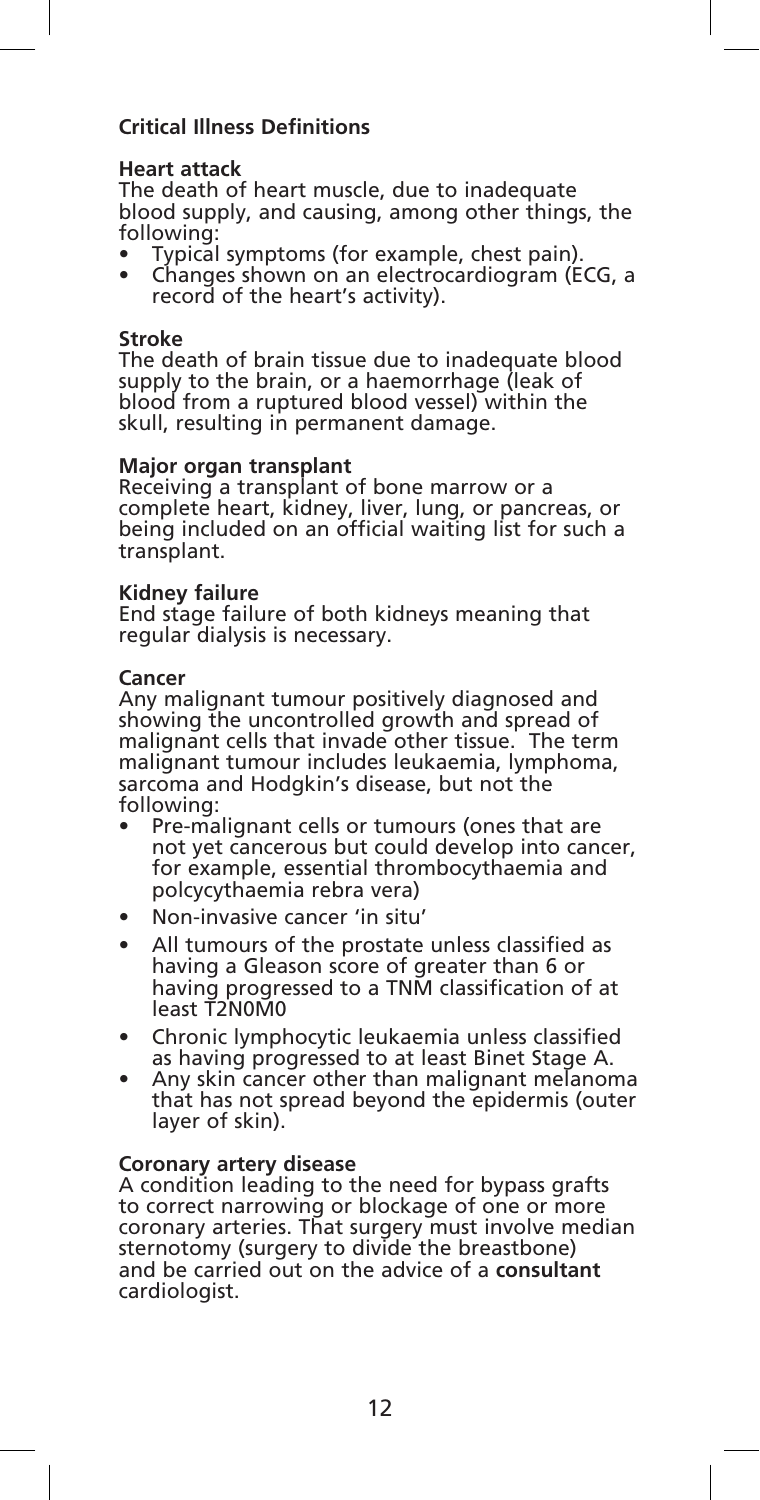## Critical Illness Definitions

**Heart attack**
The death of heart muscle, due to inadequate blood supply, and causing, among other things, the following:

- Typical symptoms (for example, chest pain).
- Changes shown on an electrocardiogram (ECG, a record of the heart's activity).

**Stroke**
The death of brain tissue due to inadequate blood supply to the brain, or a haemorrhage (leak of blood from a ruptured blood vessel) within the skull, resulting in permanent damage.

**Major organ transplant**
Receiving a transplant of bone marrow or a complete heart, kidney, liver, lung, or pancreas, or being included on an official waiting list for such a transplant.

**Kidney failure**
End stage failure of both kidneys meaning that regular dialysis is necessary.

**Cancer**
Any malignant tumour positively diagnosed and showing the uncontrolled growth and spread of malignant cells that invade other tissue. The term malignant tumour includes leukaemia, lymphoma, sarcoma and Hodgkin's disease, but not the following:

- Pre-malignant cells or tumours (ones that are not yet cancerous but could develop into cancer, for example, essential thrombocythaemia and polcycythaemia rebra vera)
- Non-invasive cancer 'in situ'
- All tumours of the prostate unless classified as having a Gleason score of greater than 6 or having progressed to a TNM classification of at least T2N0M0
- Chronic lymphocytic leukaemia unless classified as having progressed to at least Binet Stage A.
- Any skin cancer other than malignant melanoma that has not spread beyond the epidermis (outer layer of skin).

**Coronary artery disease**
A condition leading to the need for bypass grafts to correct narrowing or blockage of one or more coronary arteries. That surgery must involve median sternotomy (surgery to divide the breastbone) and be carried out on the advice of a **consultant** cardiologist.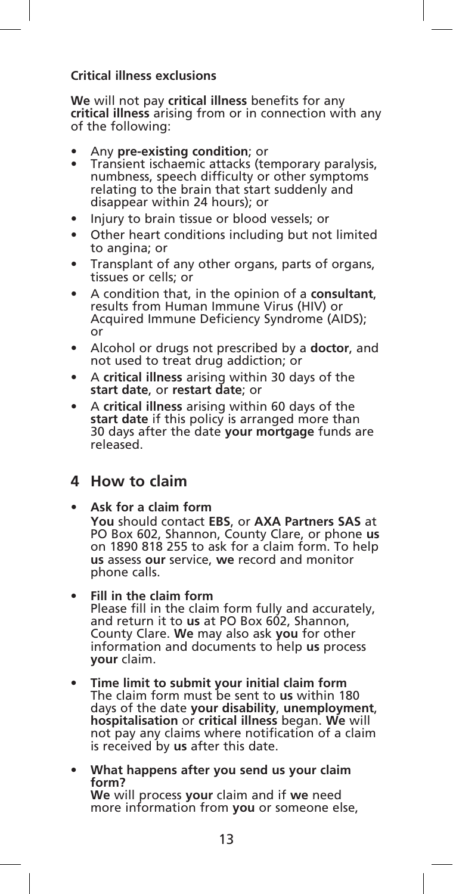**Critical illness exclusions**

**We** will not pay **critical illness** benefits for any **critical illness** arising from or in connection with any of the following:

- Any **pre-existing condition**; or
- Transient ischaemic attacks (temporary paralysis, numbness, speech difficulty or other symptoms relating to the brain that start suddenly and disappear within 24 hours); or
- Injury to brain tissue or blood vessels; or
- Other heart conditions including but not limited to angina; or
- Transplant of any other organs, parts of organs, tissues or cells; or
- A condition that, in the opinion of a **consultant**, results from Human Immune Virus (HIV) or Acquired Immune Deficiency Syndrome (AIDS); or
- Alcohol or drugs not prescribed by a **doctor**, and not used to treat drug addiction; or
- A **critical illness** arising within 30 days of the **start date**, or **restart date**; or
- A **critical illness** arising within 60 days of the **start date** if this policy is arranged more than 30 days after the date **your mortgage** funds are released.

## 4 How to claim

- **Ask for a claim form**
  **You** should contact **EBS**, or **AXA Partners SAS** at PO Box 602, Shannon, County Clare, or phone **us** on 1890 818 255 to ask for a claim form. To help **us** assess **our** service, **we** record and monitor phone calls.

- **Fill in the claim form**
  Please fill in the claim form fully and accurately, and return it to **us** at PO Box 602, Shannon, County Clare. **We** may also ask **you** for other information and documents to help **us** process **your** claim.

- **Time limit to submit your initial claim form**
  The claim form must be sent to **us** within 180 days of the date **your disability**, **unemployment**, **hospitalisation** or **critical illness** began. **We** will not pay any claims where notification of a claim is received by **us** after this date.

- **What happens after you send us your claim form?**
  **We** will process **your** claim and if **we** need more information from **you** or someone else,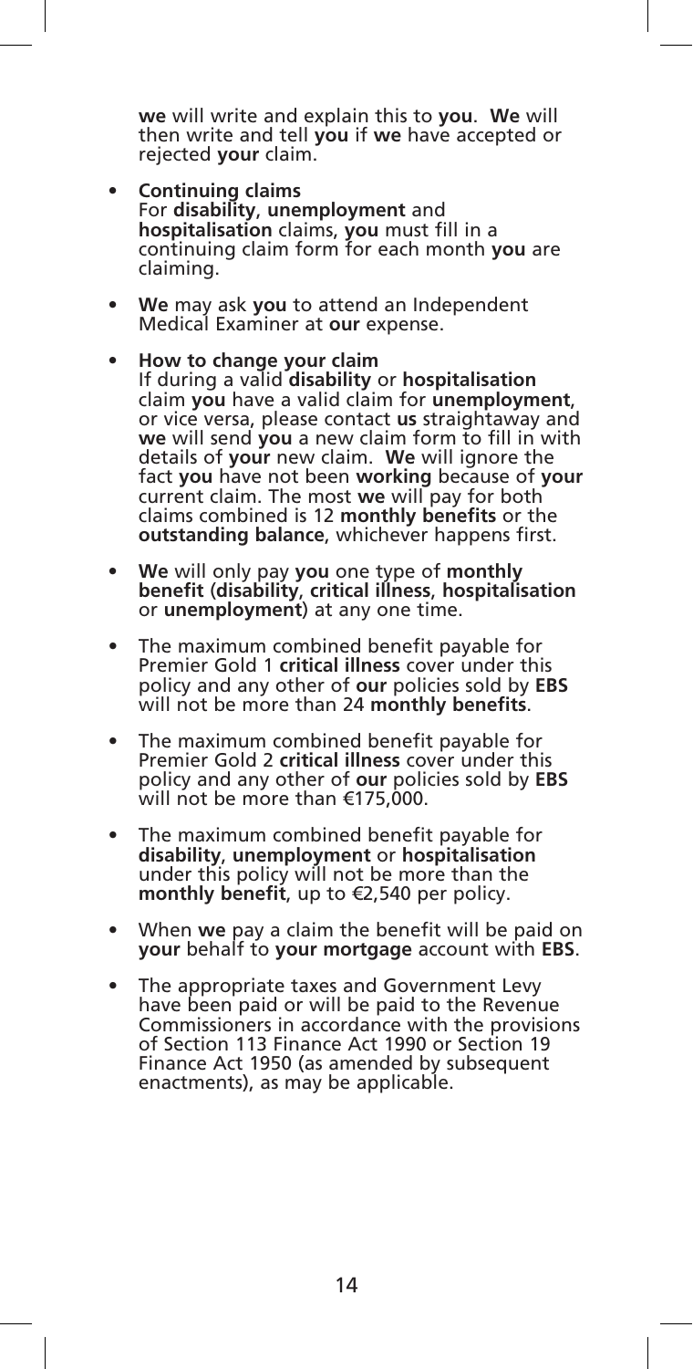**we** will write and explain this to **you**. **We** will then write and tell **you** if **we** have accepted or rejected **your** claim.

- **Continuing claims**
  For **disability, unemployment** and **hospitalisation** claims, **you** must fill in a continuing claim form for each month **you** are claiming.

- **We** may ask **you** to attend an Independent Medical Examiner at **our** expense.

- **How to change your claim**
  If during a valid **disability** or **hospitalisation** claim **you** have a valid claim for **unemployment**, or vice versa, please contact **us** straightaway and **we** will send **you** a new claim form to fill in with details of **your** new claim. **We** will ignore the fact **you** have not been **working** because of **your** current claim. The most **we** will pay for both claims combined is 12 **monthly benefits** or the **outstanding balance**, whichever happens first.

- **We** will only pay **you** one type of **monthly benefit** (**disability**, **critical illness**, **hospitalisation** or **unemployment**) at any one time.

- The maximum combined benefit payable for Premier Gold 1 **critical illness** cover under this policy and any other of **our** policies sold by **EBS** will not be more than 24 **monthly benefits**.

- The maximum combined benefit payable for Premier Gold 2 **critical illness** cover under this policy and any other of **our** policies sold by **EBS** will not be more than €175,000.

- The maximum combined benefit payable for **disability**, **unemployment** or **hospitalisation** under this policy will not be more than the **monthly benefit**, up to €2,540 per policy.

- When **we** pay a claim the benefit will be paid on **your** behalf to **your mortgage** account with **EBS**.

- The appropriate taxes and Government Levy have been paid or will be paid to the Revenue Commissioners in accordance with the provisions of Section 113 Finance Act 1990 or Section 19 Finance Act 1950 (as amended by subsequent enactments), as may be applicable.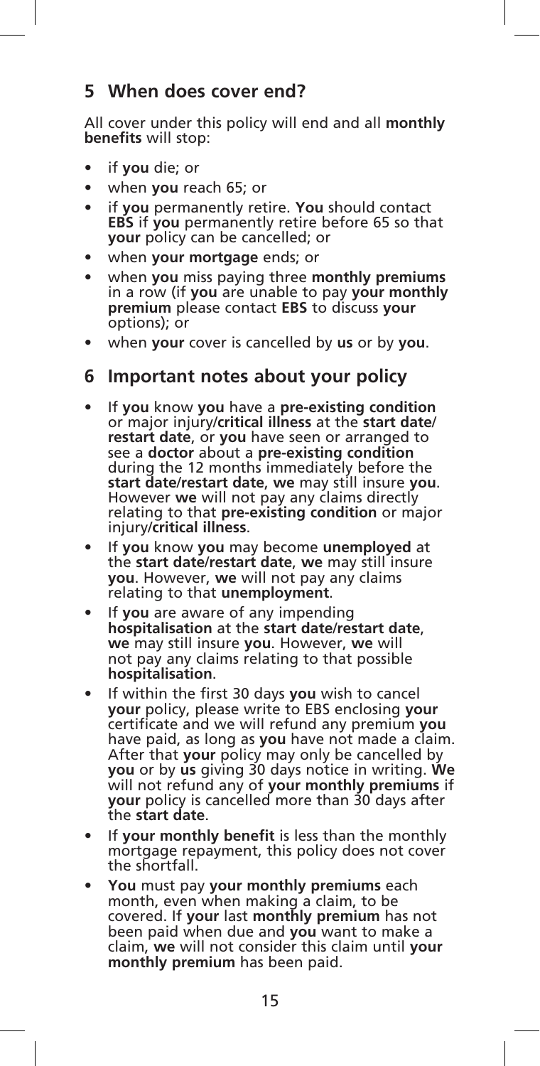## 5 When does cover end?

All cover under this policy will end and all **monthly benefits** will stop:

- if **you** die; or
- when **you** reach 65; or
- if **you** permanently retire. **You** should contact **EBS** if **you** permanently retire before 65 so that **your** policy can be cancelled; or
- when **your mortgage** ends; or
- when **you** miss paying three **monthly premiums** in a row (if **you** are unable to pay **your monthly premium** please contact **EBS** to discuss **your** options); or
- when **your** cover is cancelled by **us** or by **you**.

## 6 Important notes about your policy

- If **you** know **you** have a **pre-existing condition** or major injury/**critical illness** at the **start date**/**restart date**, or **you** have seen or arranged to see a **doctor** about a **pre-existing condition** during the 12 months immediately before the **start date**/**restart date**, **we** may still insure **you**. However **we** will not pay any claims directly relating to that **pre-existing condition** or major injury/**critical illness**.
- If **you** know **you** may become **unemployed** at the **start date**/**restart date**, **we** may still insure **you**. However, **we** will not pay any claims relating to that **unemployment**.
- If **you** are aware of any impending **hospitalisation** at the **start date**/**restart date**, **we** may still insure **you**. However, **we** will not pay any claims relating to that possible **hospitalisation**.
- If within the first 30 days **you** wish to cancel **your** policy, please write to EBS enclosing **your** certificate and we will refund any premium **you** have paid, as long as **you** have not made a claim. After that **your** policy may only be cancelled by **you** or by **us** giving 30 days notice in writing. **We** will not refund any of **your monthly premiums** if **your** policy is cancelled more than 30 days after the **start date**.
- If **your monthly benefit** is less than the monthly mortgage repayment, this policy does not cover the shortfall.
- **You** must pay **your monthly premiums** each month, even when making a claim, to be covered. If **your** last **monthly premium** has not been paid when due and **you** want to make a claim, **we** will not consider this claim until **your monthly premium** has been paid.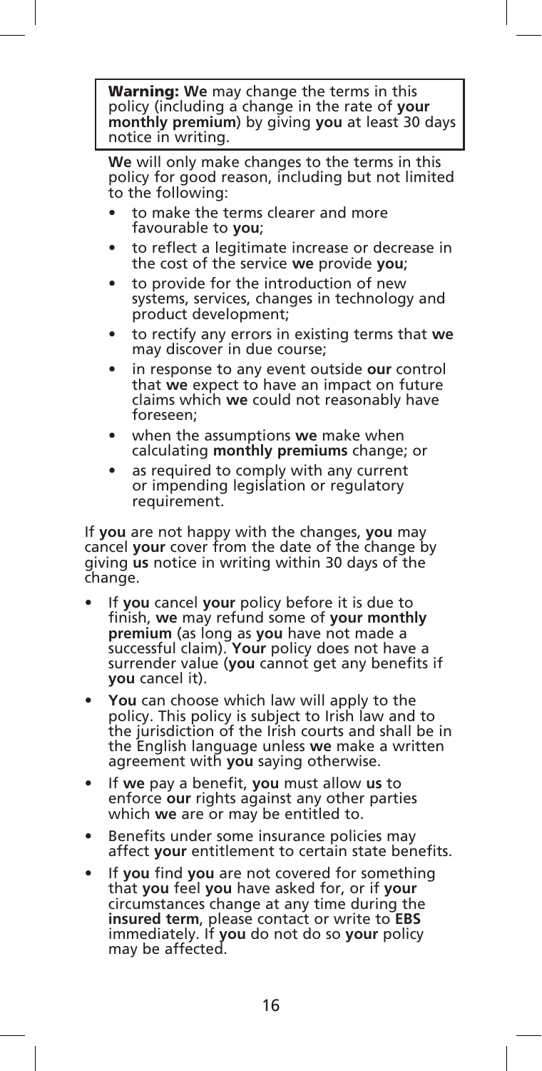> **Warning: We** may change the terms in this policy (including a change in the rate of **your monthly premium**) by giving **you** at least 30 days notice in writing.

**We** will only make changes to the terms in this policy for good reason, including but not limited to the following:

- to make the terms clearer and more favourable to **you**;
- to reflect a legitimate increase or decrease in the cost of the service **we** provide **you**;
- to provide for the introduction of new systems, services, changes in technology and product development;
- to rectify any errors in existing terms that **we** may discover in due course;
- in response to any event outside **our** control that **we** expect to have an impact on future claims which **we** could not reasonably have foreseen;
- when the assumptions **we** make when calculating **monthly premiums** change; or
- as required to comply with any current or impending legislation or regulatory requirement.

If **you** are not happy with the changes, **you** may cancel **your** cover from the date of the change by giving **us** notice in writing within 30 days of the change.

- If **you** cancel **your** policy before it is due to finish, **we** may refund some of **your monthly premium** (as long as **you** have not made a successful claim). **Your** policy does not have a surrender value (**you** cannot get any benefits if **you** cancel it).
- **You** can choose which law will apply to the policy. This policy is subject to Irish law and to the jurisdiction of the Irish courts and shall be in the English language unless **we** make a written agreement with **you** saying otherwise.
- If **we** pay a benefit, **you** must allow **us** to enforce **our** rights against any other parties which **we** are or may be entitled to.
- Benefits under some insurance policies may affect **your** entitlement to certain state benefits.
- If **you** find **you** are not covered for something that **you** feel **you** have asked for, or if **your** circumstances change at any time during the **insured term**, please contact or write to **EBS** immediately. If **you** do not do so **your** policy may be affected.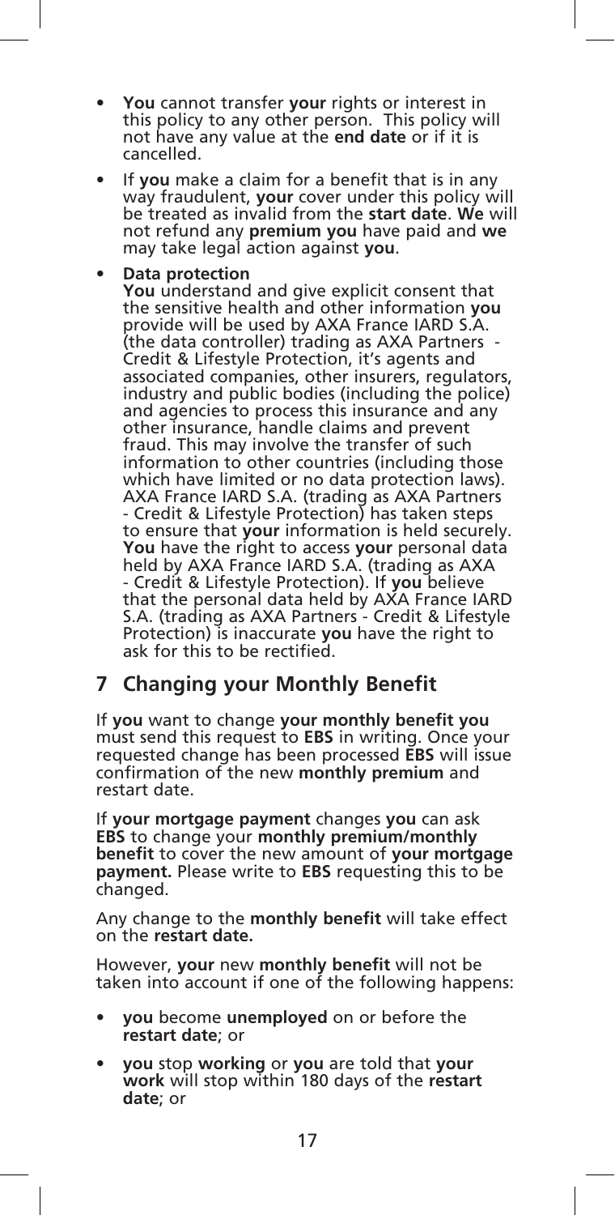- **You** cannot transfer **your** rights or interest in this policy to any other person. This policy will not have any value at the **end date** or if it is cancelled.
- If **you** make a claim for a benefit that is in any way fraudulent, **your** cover under this policy will be treated as invalid from the **start date**. **We** will not refund any **premium you** have paid and **we** may take legal action against **you**.
- **Data protection**
  **You** understand and give explicit consent that the sensitive health and other information **you** provide will be used by AXA France IARD S.A. (the data controller) trading as AXA Partners - Credit & Lifestyle Protection, it's agents and associated companies, other insurers, regulators, industry and public bodies (including the police) and agencies to process this insurance and any other insurance, handle claims and prevent fraud. This may involve the transfer of such information to other countries (including those which have limited or no data protection laws). AXA France IARD S.A. (trading as AXA Partners - Credit & Lifestyle Protection) has taken steps to ensure that **your** information is held securely. **You** have the right to access **your** personal data held by AXA France IARD S.A. (trading as AXA - Credit & Lifestyle Protection). If **you** believe that the personal data held by AXA France IARD S.A. (trading as AXA Partners - Credit & Lifestyle Protection) is inaccurate **you** have the right to ask for this to be rectified.

## 7 Changing your Monthly Benefit

If **you** want to change **your monthly benefit you** must send this request to **EBS** in writing. Once your requested change has been processed **EBS** will issue confirmation of the new **monthly premium** and restart date.

If **your mortgage payment** changes **you** can ask **EBS** to change your **monthly premium/monthly benefit** to cover the new amount of **your mortgage payment.** Please write to **EBS** requesting this to be changed.

Any change to the **monthly benefit** will take effect on the **restart date.**

However, **your** new **monthly benefit** will not be taken into account if one of the following happens:

- **you** become **unemployed** on or before the **restart date**; or
- **you** stop **working** or **you** are told that **your work** will stop within 180 days of the **restart date**; or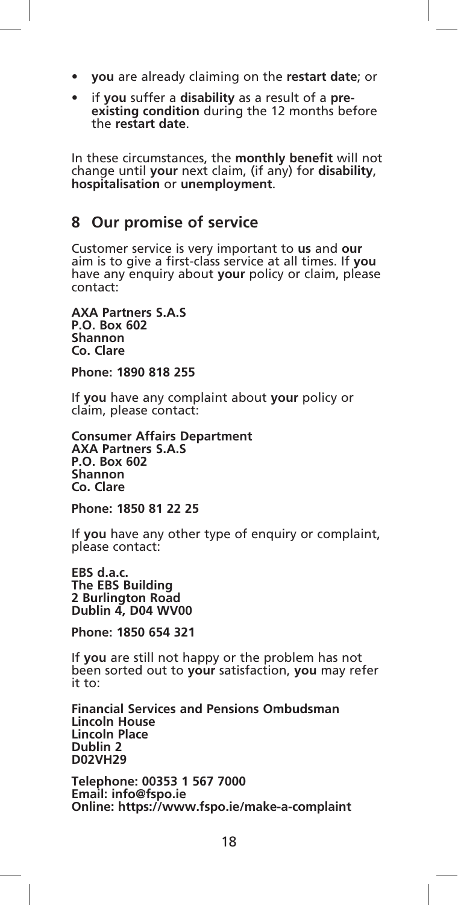- **you** are already claiming on the **restart date**; or
- if **you** suffer a **disability** as a result of a **pre-existing condition** during the 12 months before the **restart date**.

In these circumstances, the **monthly benefit** will not change until **your** next claim, (if any) for **disability**, **hospitalisation** or **unemployment**.

## 8 Our promise of service

Customer service is very important to **us** and **our** aim is to give a first-class service at all times. If **you** have any enquiry about **your** policy or claim, please contact:

**AXA Partners S.A.S**
**P.O. Box 602**
**Shannon**
**Co. Clare**

**Phone: 1890 818 255**

If **you** have any complaint about **your** policy or claim, please contact:

**Consumer Affairs Department**
**AXA Partners S.A.S**
**P.O. Box 602**
**Shannon**
**Co. Clare**

**Phone: 1850 81 22 25**

If **you** have any other type of enquiry or complaint, please contact:

**EBS d.a.c.**
**The EBS Building**
**2 Burlington Road**
**Dublin 4, D04 WV00**

**Phone: 1850 654 321**

If **you** are still not happy or the problem has not been sorted out to **your** satisfaction, **you** may refer it to:

**Financial Services and Pensions Ombudsman**
**Lincoln House**
**Lincoln Place**
**Dublin 2**
**D02VH29**

**Telephone: 00353 1 567 7000**
**Email: info@fspo.ie**
**Online: https://www.fspo.ie/make-a-complaint**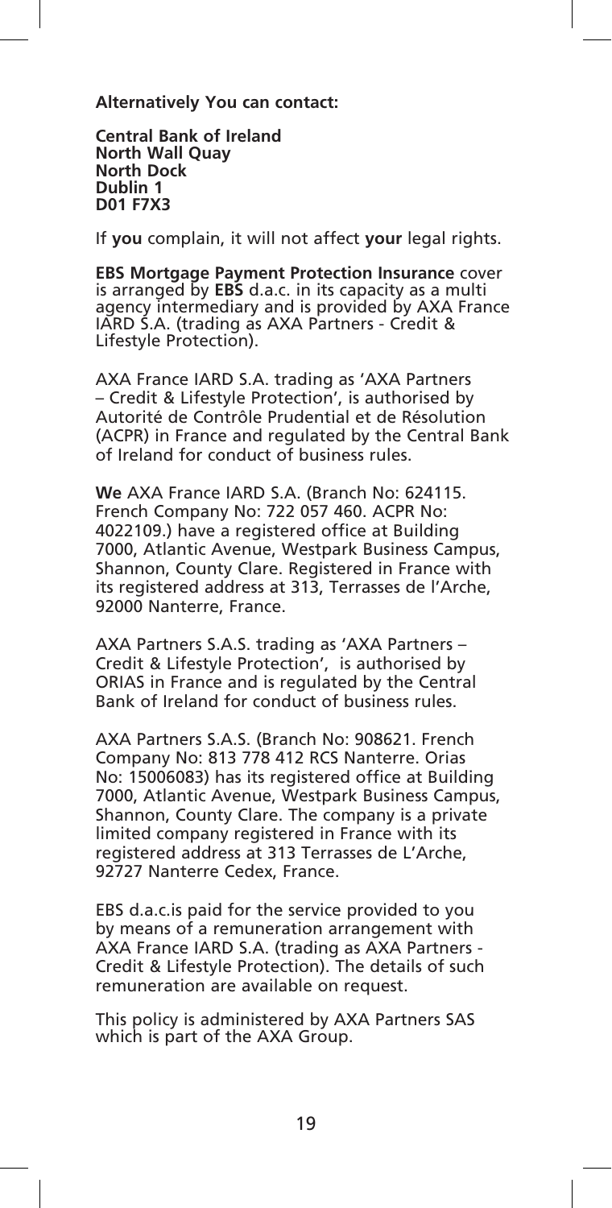**Alternatively You can contact:**

**Central Bank of Ireland**
**North Wall Quay**
**North Dock**
**Dublin 1**
**D01 F7X3**

If **you** complain, it will not affect **your** legal rights.

**EBS Mortgage Payment Protection Insurance** cover is arranged by **EBS** d.a.c. in its capacity as a multi agency intermediary and is provided by AXA France IARD S.A. (trading as AXA Partners - Credit & Lifestyle Protection).

AXA France IARD S.A. trading as 'AXA Partners – Credit & Lifestyle Protection', is authorised by Autorité de Contrôle Prudential et de Résolution (ACPR) in France and regulated by the Central Bank of Ireland for conduct of business rules.

**We** AXA France IARD S.A. (Branch No: 624115. French Company No: 722 057 460. ACPR No: 4022109.) have a registered office at Building 7000, Atlantic Avenue, Westpark Business Campus, Shannon, County Clare. Registered in France with its registered address at 313, Terrasses de l'Arche, 92000 Nanterre, France.

AXA Partners S.A.S. trading as 'AXA Partners – Credit & Lifestyle Protection', is authorised by ORIAS in France and is regulated by the Central Bank of Ireland for conduct of business rules.

AXA Partners S.A.S. (Branch No: 908621. French Company No: 813 778 412 RCS Nanterre. Orias No: 15006083) has its registered office at Building 7000, Atlantic Avenue, Westpark Business Campus, Shannon, County Clare. The company is a private limited company registered in France with its registered address at 313 Terrasses de L'Arche, 92727 Nanterre Cedex, France.

EBS d.a.c.is paid for the service provided to you by means of a remuneration arrangement with AXA France IARD S.A. (trading as AXA Partners - Credit & Lifestyle Protection). The details of such remuneration are available on request.

This policy is administered by AXA Partners SAS which is part of the AXA Group.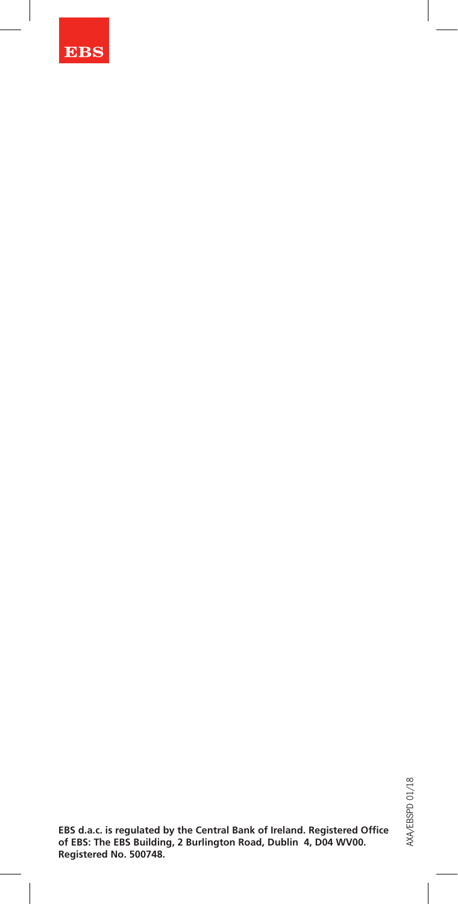EBS

EBS d.a.c. is regulated by the Central Bank of Ireland. Registered Office of EBS: The EBS Building, 2 Burlington Road, Dublin 4, D04 WV00. Registered No. 500748.

AXA/EBSPD 01/18